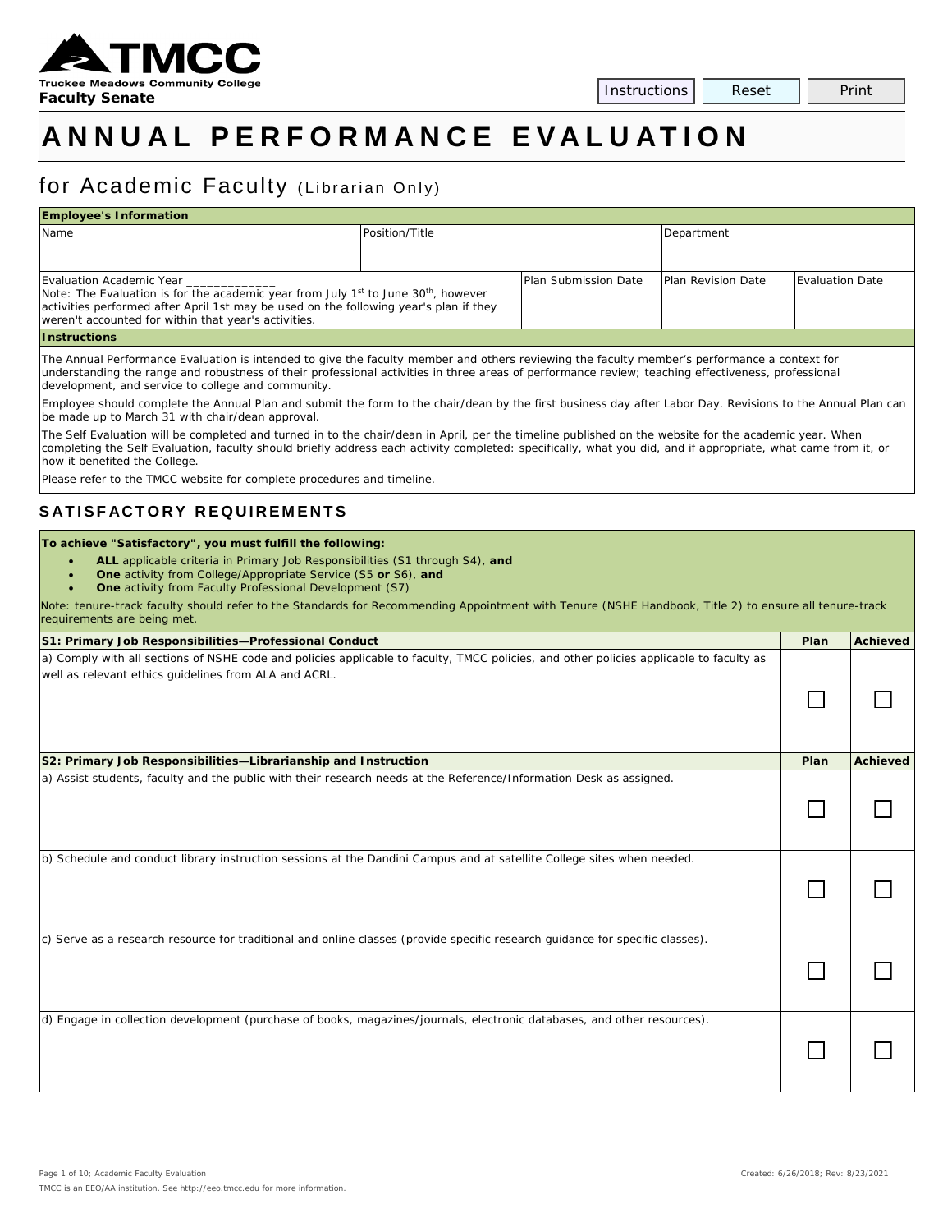Truckee Meadows Community College
**Faculty Senate**

# ANNUAL PERFORMANCE EVALUATION

## for Academic Faculty (Librarian Only)

| **Employee's Information** | | | | |
|---|---|---|---|---|
| Name | Position/Title | | Department | |
| Evaluation Academic Year _____________ Note: The Evaluation is for the academic year from July 1st to June 30th, however activities performed after April 1st may be used on the following year's plan if they weren't accounted for within that year's activities. | | Plan Submission Date | Plan Revision Date | Evaluation Date |

**Instructions**

The Annual Performance Evaluation is intended to give the faculty member and others reviewing the faculty member's performance a context for understanding the range and robustness of their professional activities in three areas of performance review; teaching effectiveness, professional development, and service to college and community.

Employee should complete the Annual Plan and submit the form to the chair/dean by the first business day after Labor Day. Revisions to the Annual Plan can be made up to March 31 with chair/dean approval.

The Self Evaluation will be completed and turned in to the chair/dean in April, per the timeline published on the website for the academic year. When completing the Self Evaluation, faculty should briefly address each activity completed: specifically, what you did, and if appropriate, what came from it, or how it benefited the College.

Please refer to the TMCC website for complete procedures and timeline.

## SATISFACTORY REQUIREMENTS

**To achieve "Satisfactory", you must fulfill the following:**

- **ALL** applicable criteria in Primary Job Responsibilities (S1 through S4), **and**
- **One** activity from College/Appropriate Service (S5 **or** S6), **and**
- **One** activity from Faculty Professional Development (S7)

Note: tenure-track faculty should refer to the Standards for Recommending Appointment with Tenure (NSHE Handbook, Title 2) to ensure all tenure-track requirements are being met.

| **S1: Primary Job Responsibilities—Professional Conduct** | **Plan** | **Achieved** |
|---|---|---|
| a) Comply with all sections of NSHE code and policies applicable to faculty, TMCC policies, and other policies applicable to faculty as well as relevant ethics guidelines from ALA and ACRL. | ☐ | ☐ |

| **S2: Primary Job Responsibilities—Librarianship and Instruction** | **Plan** | **Achieved** |
|---|---|---|
| a) Assist students, faculty and the public with their research needs at the Reference/Information Desk as assigned. | ☐ | ☐ |
| b) Schedule and conduct library instruction sessions at the Dandini Campus and at satellite College sites when needed. | ☐ | ☐ |
| c) Serve as a research resource for traditional and online classes (provide specific research guidance for specific classes). | ☐ | ☐ |
| d) Engage in collection development (purchase of books, magazines/journals, electronic databases, and other resources). | ☐ | ☐ |

Created: 6/26/2018; Rev: 8/23/2021

TMCC is an EEO/AA institution. See http://eeo.tmcc.edu for more information.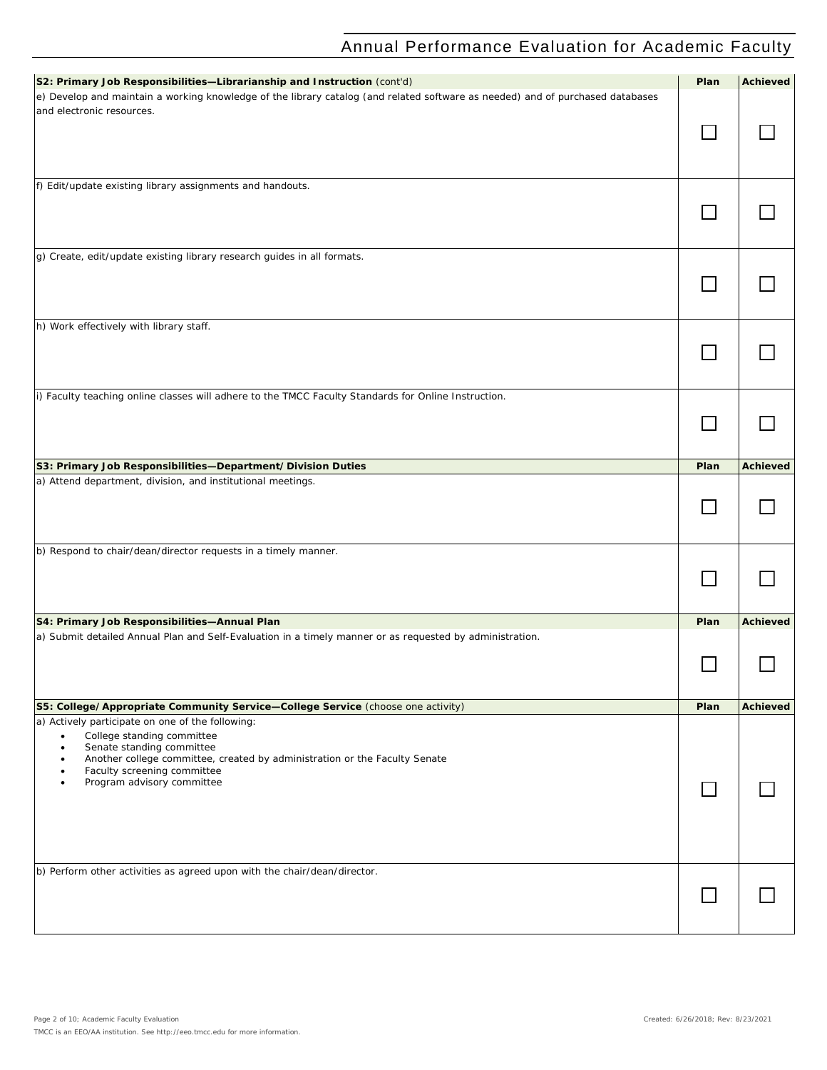| S2: Primary Job Responsibilities—Librarianship and Instruction (cont'd) | Plan | Achieved |
|---|---|---|
| e) Develop and maintain a working knowledge of the library catalog (and related software as needed) and of purchased databases and electronic resources. | ☐ | ☐ |
| f) Edit/update existing library assignments and handouts. | ☐ | ☐ |
| g) Create, edit/update existing library research guides in all formats. | ☐ | ☐ |
| h) Work effectively with library staff. | ☐ | ☐ |
| i) Faculty teaching online classes will adhere to the TMCC Faculty Standards for Online Instruction. | ☐ | ☐ |

| S3: Primary Job Responsibilities—Department/Division Duties | Plan | Achieved |
|---|---|---|
| a) Attend department, division, and institutional meetings. | ☐ | ☐ |
| b) Respond to chair/dean/director requests in a timely manner. | ☐ | ☐ |

| S4: Primary Job Responsibilities—Annual Plan | Plan | Achieved |
|---|---|---|
| a) Submit detailed Annual Plan and Self-Evaluation in a timely manner or as requested by administration. | ☐ | ☐ |

| S5: College/Appropriate Community Service—College Service (choose one activity) | Plan | Achieved |
|---|---|---|
| a) Actively participate on one of the following:<br>• College standing committee<br>• Senate standing committee<br>• Another college committee, created by administration or the Faculty Senate<br>• Faculty screening committee<br>• Program advisory committee | ☐ | ☐ |
| b) Perform other activities as agreed upon with the chair/dean/director. | ☐ | ☐ |

TMCC is an EEO/AA institution. See http://eeo.tmcc.edu for more information.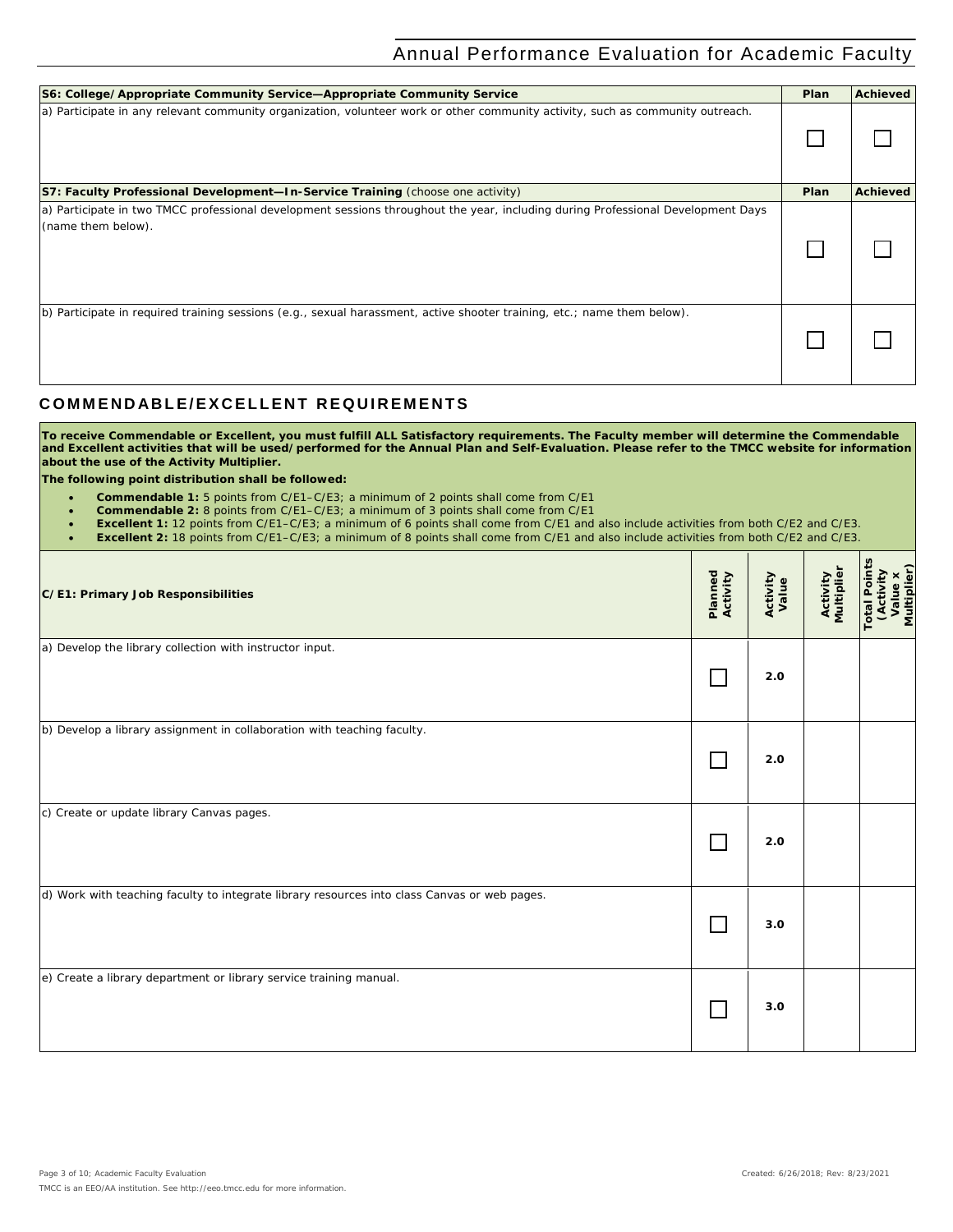| S6: College/Appropriate Community Service—Appropriate Community Service | Plan | Achieved |
|---|---|---|
| a) Participate in any relevant community organization, volunteer work or other community activity, such as community outreach. | ☐ | ☐ |

| S7: Faculty Professional Development—In-Service Training (choose one activity) | Plan | Achieved |
|---|---|---|
| a) Participate in two TMCC professional development sessions throughout the year, including during Professional Development Days (name them below). | ☐ | ☐ |
| b) Participate in required training sessions (e.g., sexual harassment, active shooter training, etc.; name them below). | ☐ | ☐ |

## COMMENDABLE/EXCELLENT REQUIREMENTS

**To receive Commendable or Excellent, you must fulfill ALL Satisfactory requirements. The Faculty member will determine the Commendable and Excellent activities that will be used/performed for the Annual Plan and Self-Evaluation. Please refer to the TMCC website for information about the use of the Activity Multiplier.**

**The following point distribution shall be followed:**

- **Commendable 1:** 5 points from C/E1–C/E3; a minimum of 2 points shall come from C/E1
- **Commendable 2:** 8 points from C/E1–C/E3; a minimum of 3 points shall come from C/E1
- **Excellent 1:** 12 points from C/E1–C/E3; a minimum of 6 points shall come from C/E1 and also include activities from both C/E2 and C/E3.
- **Excellent 2:** 18 points from C/E1–C/E3; a minimum of 8 points shall come from C/E1 and also include activities from both C/E2 and C/E3.

| C/E1: Primary Job Responsibilities | Planned Activity | Activity Value | Activity Multiplier | Total Points (Activity Value x Multiplier) |
|---|---|---|---|---|
| a) Develop the library collection with instructor input. | ☐ | 2.0 | | |
| b) Develop a library assignment in collaboration with teaching faculty. | ☐ | 2.0 | | |
| c) Create or update library Canvas pages. | ☐ | 2.0 | | |
| d) Work with teaching faculty to integrate library resources into class Canvas or web pages. | ☐ | 3.0 | | |
| e) Create a library department or library service training manual. | ☐ | 3.0 | | |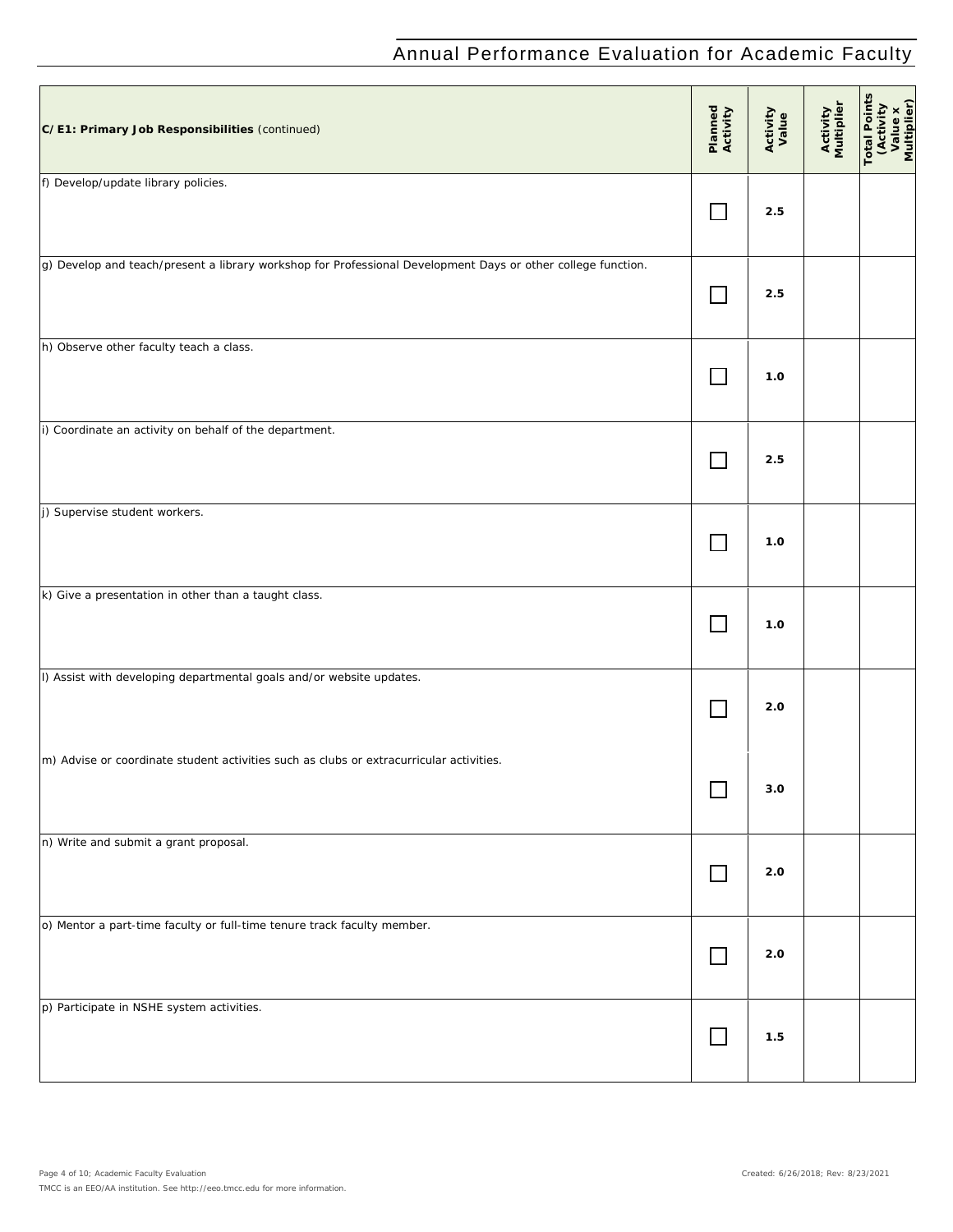| **C/E1: Primary Job Responsibilities** (continued) | **Planned Activity** | **Activity Value** | **Activity Multiplier** | **Total Points (Activity Value x Multiplier)** |
|---|---|---|---|---|
| f) Develop/update library policies. | ☐ | **2.5** | | |
| g) Develop and teach/present a library workshop for Professional Development Days or other college function. | ☐ | **2.5** | | |
| h) Observe other faculty teach a class. | ☐ | **1.0** | | |
| i) Coordinate an activity on behalf of the department. | ☐ | **2.5** | | |
| j) Supervise student workers. | ☐ | **1.0** | | |
| k) Give a presentation in other than a taught class. | ☐ | **1.0** | | |
| l) Assist with developing departmental goals and/or website updates. | ☐ | **2.0** | | |
| m) Advise or coordinate student activities such as clubs or extracurricular activities. | ☐ | **3.0** | | |
| n) Write and submit a grant proposal. | ☐ | **2.0** | | |
| o) Mentor a part-time faculty or full-time tenure track faculty member. | ☐ | **2.0** | | |
| p) Participate in NSHE system activities. | ☐ | **1.5** | | |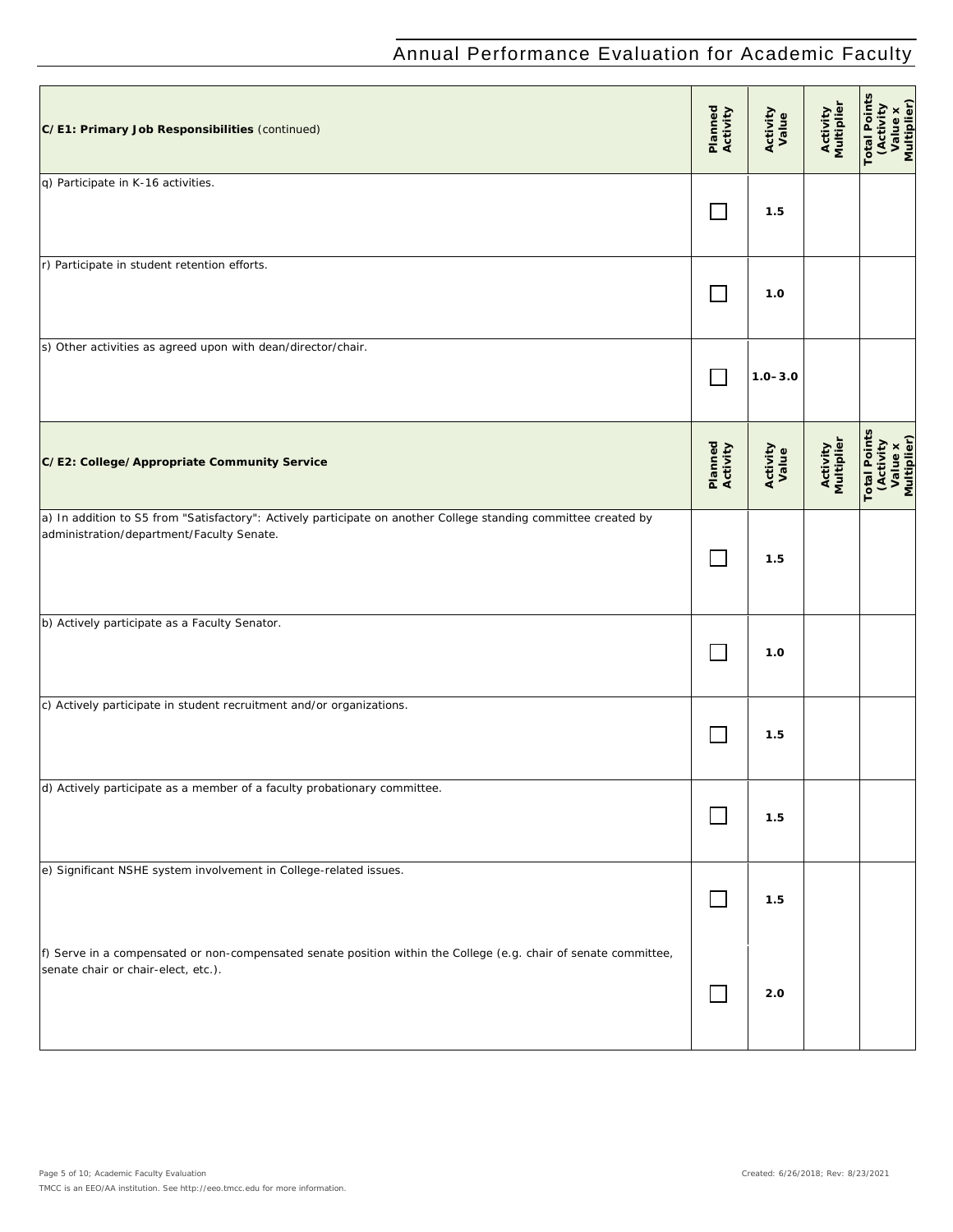| C/E1: Primary Job Responsibilities (continued) | Planned Activity | Activity Value | Activity Multiplier | Total Points (Activity Value x Multiplier) |
|---|---|---|---|---|
| q) Participate in K-16 activities. | ☐ | 1.5 | | |
| r) Participate in student retention efforts. | ☐ | 1.0 | | |
| s) Other activities as agreed upon with dean/director/chair. | ☐ | 1.0–3.0 | | |

| C/E2: College/Appropriate Community Service | Planned Activity | Activity Value | Activity Multiplier | Total Points (Activity Value x Multiplier) |
|---|---|---|---|---|
| a) In addition to S5 from "Satisfactory": Actively participate on another College standing committee created by administration/department/Faculty Senate. | ☐ | 1.5 | | |
| b) Actively participate as a Faculty Senator. | ☐ | 1.0 | | |
| c) Actively participate in student recruitment and/or organizations. | ☐ | 1.5 | | |
| d) Actively participate as a member of a faculty probationary committee. | ☐ | 1.5 | | |
| e) Significant NSHE system involvement in College-related issues. | ☐ | 1.5 | | |
| f) Serve in a compensated or non-compensated senate position within the College (e.g. chair of senate committee, senate chair or chair-elect, etc.). | ☐ | 2.0 | | |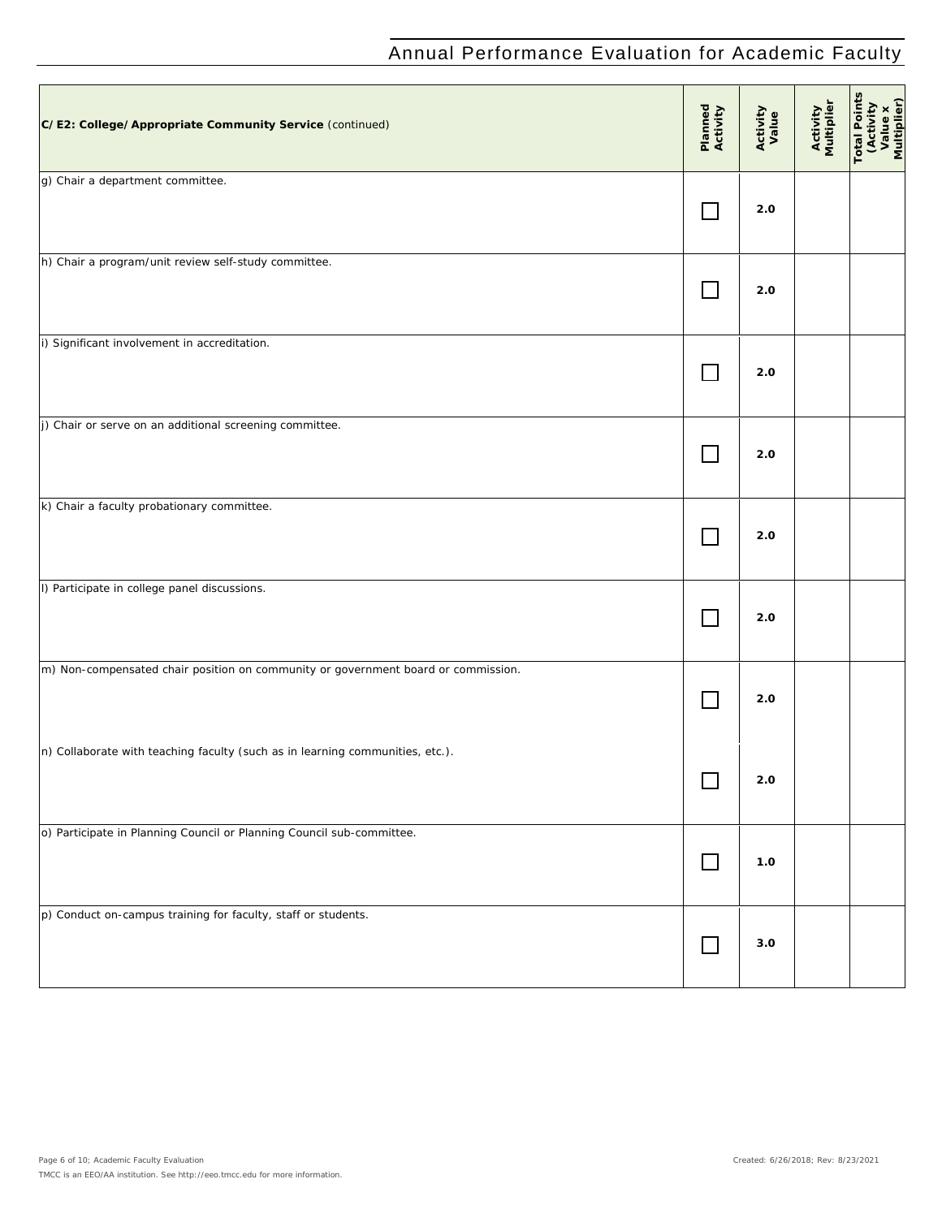| C/E2: College/Appropriate Community Service (continued) | Planned Activity | Activity Value | Activity Multiplier | Total Points (Activity Value x Multiplier) |
|---|---|---|---|---|
| g) Chair a department committee. | ☐ | 2.0 | | |
| h) Chair a program/unit review self-study committee. | ☐ | 2.0 | | |
| i) Significant involvement in accreditation. | ☐ | 2.0 | | |
| j) Chair or serve on an additional screening committee. | ☐ | 2.0 | | |
| k) Chair a faculty probationary committee. | ☐ | 2.0 | | |
| l) Participate in college panel discussions. | ☐ | 2.0 | | |
| m) Non-compensated chair position on community or government board or commission. | ☐ | 2.0 | | |
| n) Collaborate with teaching faculty (such as in learning communities, etc.). | ☐ | 2.0 | | |
| o) Participate in Planning Council or Planning Council sub-committee. | ☐ | 1.0 | | |
| p) Conduct on-campus training for faculty, staff or students. | ☐ | 3.0 | | |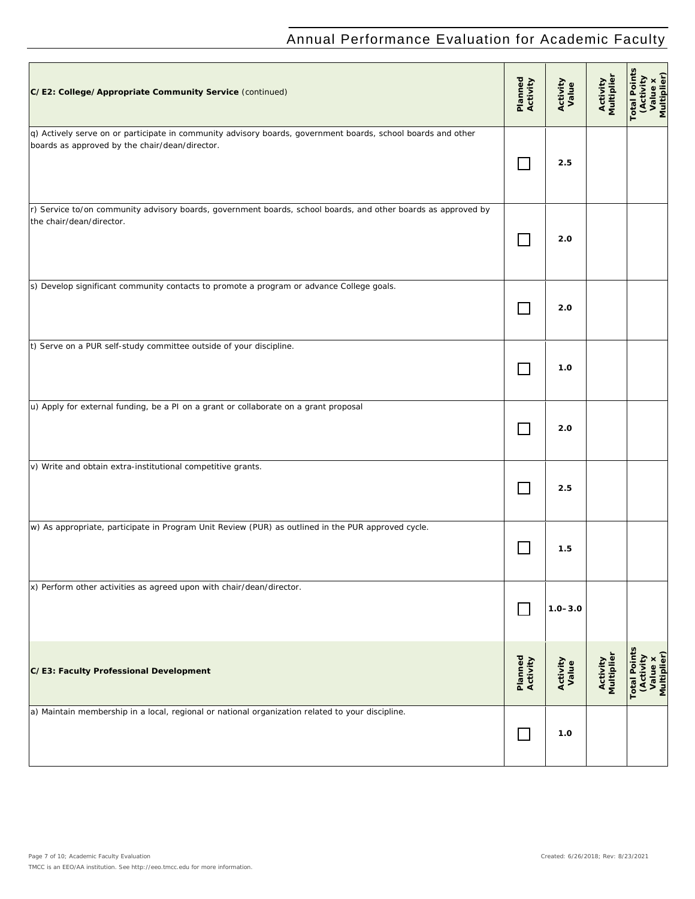| C/E2: College/Appropriate Community Service (continued) | Planned Activity | Activity Value | Activity Multiplier | Total Points (Activity Value x Multiplier) |
|---|---|---|---|---|
| q) Actively serve on or participate in community advisory boards, government boards, school boards and other boards as approved by the chair/dean/director. | ☐ | 2.5 | | |
| r) Service to/on community advisory boards, government boards, school boards, and other boards as approved by the chair/dean/director. | ☐ | 2.0 | | |
| s) Develop significant community contacts to promote a program or advance College goals. | ☐ | 2.0 | | |
| t) Serve on a PUR self-study committee outside of your discipline. | ☐ | 1.0 | | |
| u) Apply for external funding, be a PI on a grant or collaborate on a grant proposal | ☐ | 2.0 | | |
| v) Write and obtain extra-institutional competitive grants. | ☐ | 2.5 | | |
| w) As appropriate, participate in Program Unit Review (PUR) as outlined in the PUR approved cycle. | ☐ | 1.5 | | |
| x) Perform other activities as agreed upon with chair/dean/director. | ☐ | 1.0–3.0 | | |

| C/E3: Faculty Professional Development | Planned Activity | Activity Value | Activity Multiplier | Total Points (Activity Value x Multiplier) |
|---|---|---|---|---|
| a) Maintain membership in a local, regional or national organization related to your discipline. | ☐ | 1.0 | | |

Created: 6/26/2018; Rev: 8/23/2021

TMCC is an EEO/AA institution. See http://eeo.tmcc.edu for more information.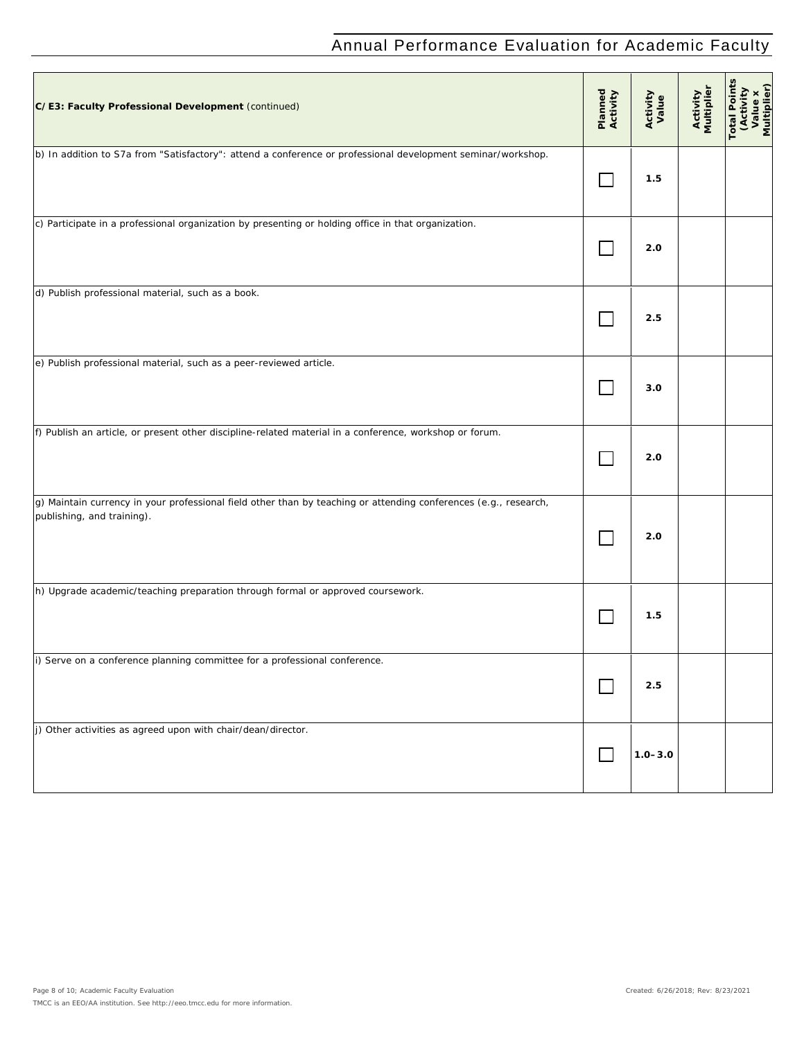| **C/E3: Faculty Professional Development** (continued) | Planned Activity | Activity Value | Activity Multiplier | Total Points (Activity Value x Multiplier) |
|---|---|---|---|---|
| b) In addition to S7a from "Satisfactory": attend a conference or professional development seminar/workshop. | ☐ | **1.5** | | |
| c) Participate in a professional organization by presenting or holding office in that organization. | ☐ | **2.0** | | |
| d) Publish professional material, such as a book. | ☐ | **2.5** | | |
| e) Publish professional material, such as a peer-reviewed article. | ☐ | **3.0** | | |
| f) Publish an article, or present other discipline-related material in a conference, workshop or forum. | ☐ | **2.0** | | |
| g) Maintain currency in your professional field other than by teaching or attending conferences (e.g., research, publishing, and training). | ☐ | **2.0** | | |
| h) Upgrade academic/teaching preparation through formal or approved coursework. | ☐ | **1.5** | | |
| i) Serve on a conference planning committee for a professional conference. | ☐ | **2.5** | | |
| j) Other activities as agreed upon with chair/dean/director. | ☐ | **1.0–3.0** | | |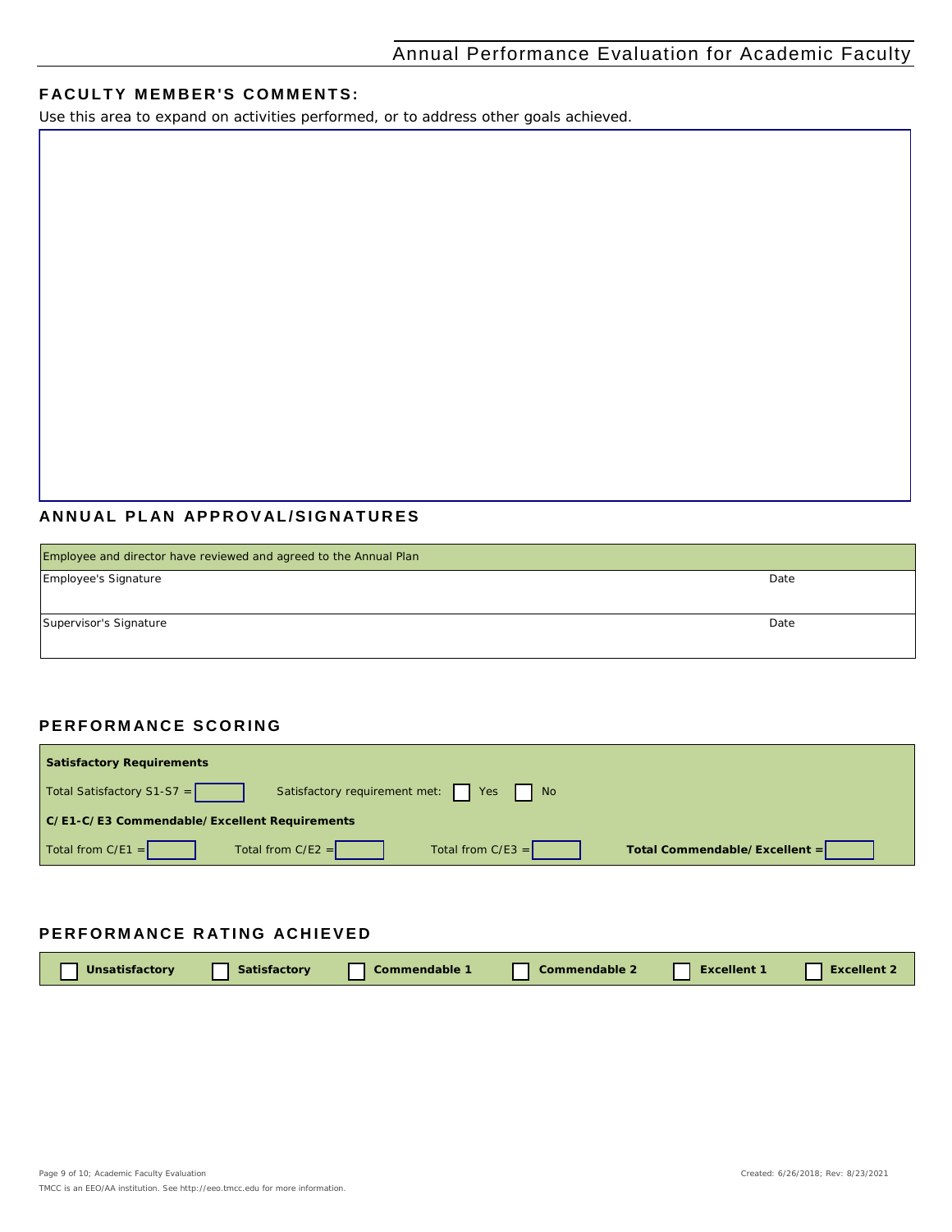## FACULTY MEMBER'S COMMENTS:

Use this area to expand on activities performed, or to address other goals achieved.

## ANNUAL PLAN APPROVAL/SIGNATURES

| Employee and director have reviewed and agreed to the Annual Plan | |
|---|---|
| Employee's Signature | Date |
| Supervisor's Signature | Date |

## PERFORMANCE SCORING

**Satisfactory Requirements**

Total Satisfactory S1-S7 = ☐ Satisfactory requirement met: ☐ Yes ☐ No

**C/E1-C/E3 Commendable/Excellent Requirements**

Total from C/E1 = ☐ Total from C/E2 = ☐ Total from C/E3 = ☐ **Total Commendable/Excellent =** ☐

## PERFORMANCE RATING ACHIEVED

☐ **Unsatisfactory** ☐ **Satisfactory** ☐ **Commendable 1** ☐ **Commendable 2** ☐ **Excellent 1** ☐ **Excellent 2**

TMCC is an EEO/AA institution. See http://eeo.tmcc.edu for more information.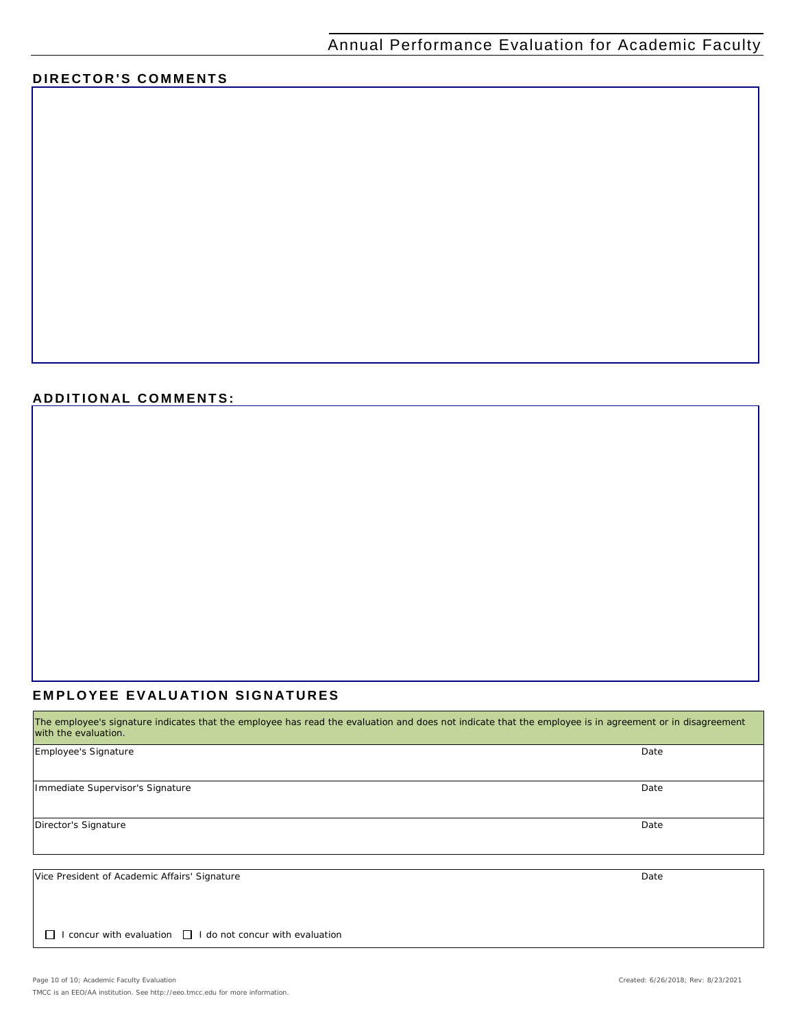## DIRECTOR'S COMMENTS

## ADDITIONAL COMMENTS:

## EMPLOYEE EVALUATION SIGNATURES

| | |
|---|---|
| The employee's signature indicates that the employee has read the evaluation and does not indicate that the employee is in agreement or in disagreement with the evaluation. | |
| Employee's Signature | Date |
| Immediate Supervisor's Signature | Date |
| Director's Signature | Date |

| | |
|---|---|
| Vice President of Academic Affairs' Signature | Date |
| ☐ I concur with evaluation ☐ I do not concur with evaluation | |

Created: 6/26/2018; Rev: 8/23/2021

TMCC is an EEO/AA institution. See http://eeo.tmcc.edu for more information.